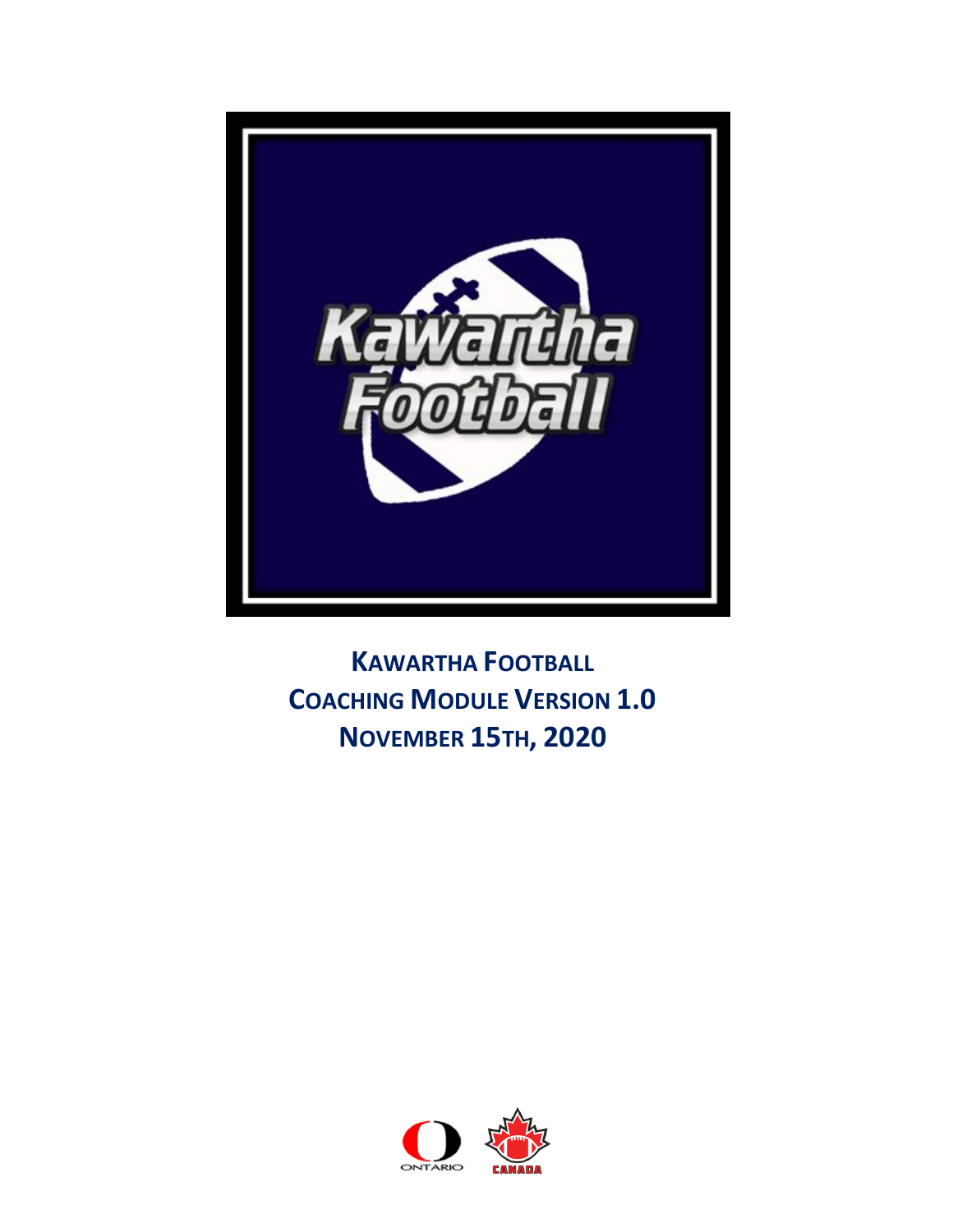# Kawartha Football
# Coaching Module Version 1.0
# November 15th, 2020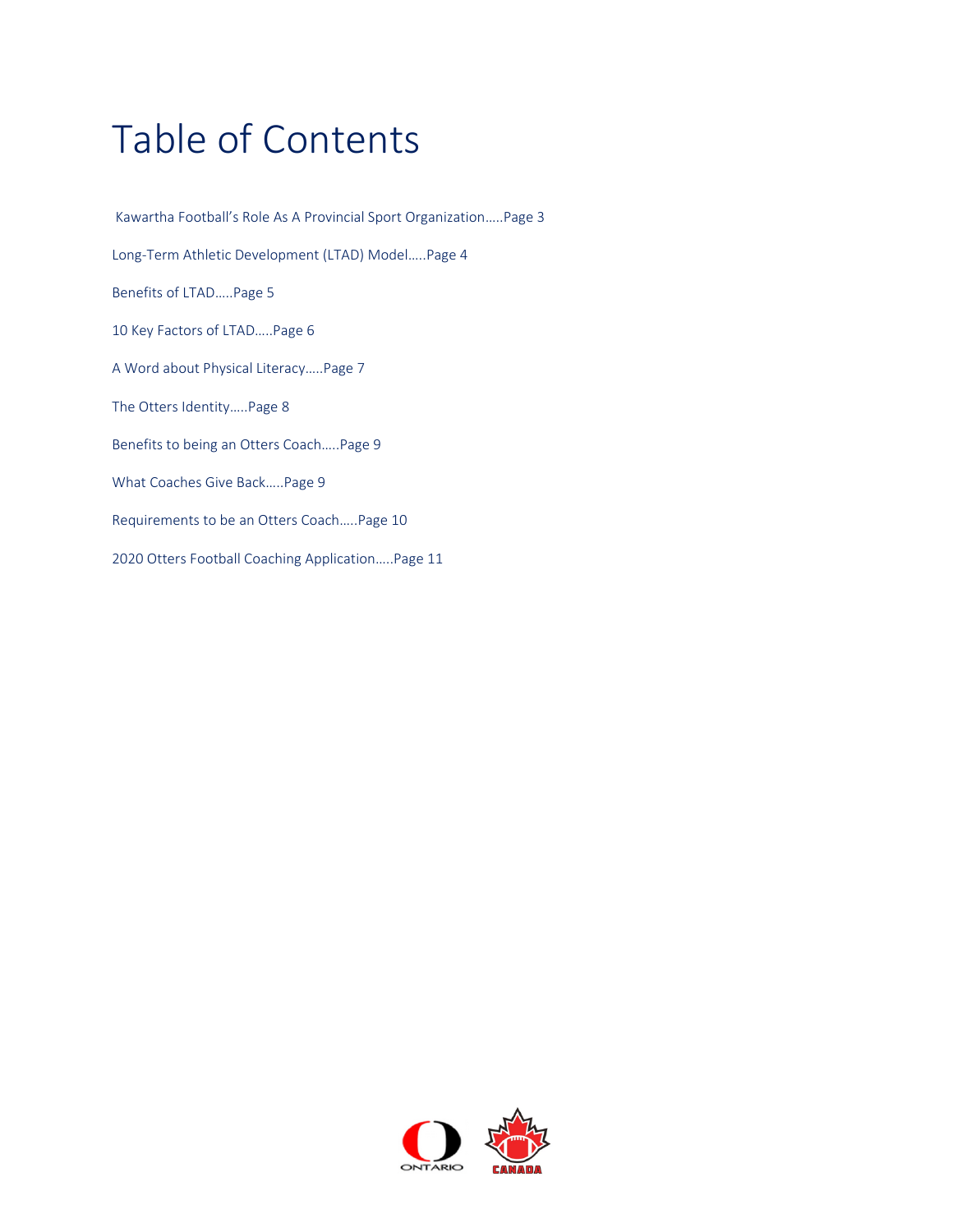# Table of Contents

Kawartha Football's Role As A Provincial Sport Organization…..Page 3

Long-Term Athletic Development (LTAD) Model…..Page 4

Benefits of LTAD…..Page 5

10 Key Factors of LTAD…..Page 6

A Word about Physical Literacy…..Page 7

The Otters Identity…..Page 8

Benefits to being an Otters Coach…..Page 9

What Coaches Give Back…..Page 9

Requirements to be an Otters Coach…..Page 10

2020 Otters Football Coaching Application…..Page 11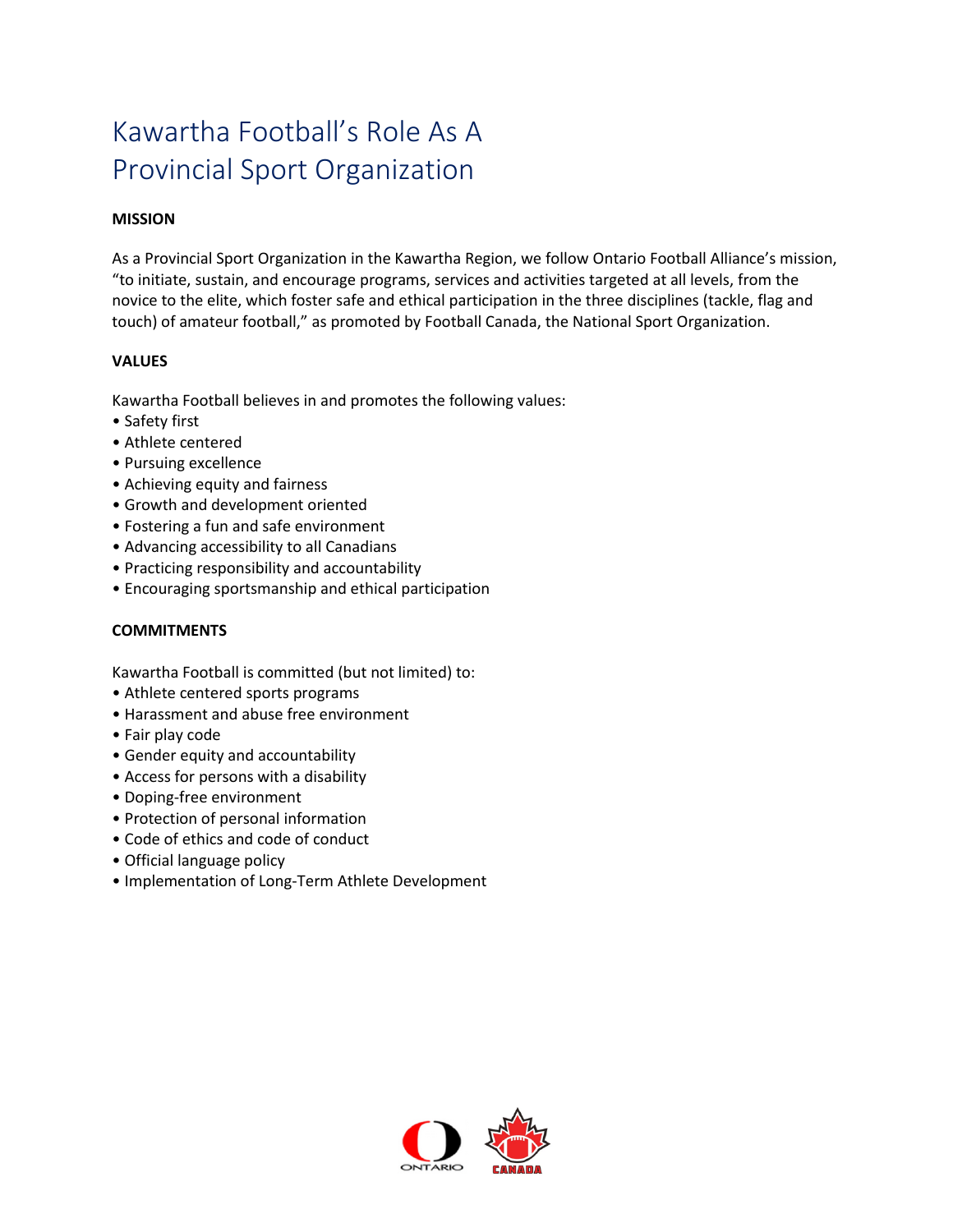# Kawartha Football's Role As A Provincial Sport Organization

**MISSION**

As a Provincial Sport Organization in the Kawartha Region, we follow Ontario Football Alliance's mission, "to initiate, sustain, and encourage programs, services and activities targeted at all levels, from the novice to the elite, which foster safe and ethical participation in the three disciplines (tackle, flag and touch) of amateur football," as promoted by Football Canada, the National Sport Organization.

**VALUES**

Kawartha Football believes in and promotes the following values:

- Safety first
- Athlete centered
- Pursuing excellence
- Achieving equity and fairness
- Growth and development oriented
- Fostering a fun and safe environment
- Advancing accessibility to all Canadians
- Practicing responsibility and accountability
- Encouraging sportsmanship and ethical participation

**COMMITMENTS**

Kawartha Football is committed (but not limited) to:

- Athlete centered sports programs
- Harassment and abuse free environment
- Fair play code
- Gender equity and accountability
- Access for persons with a disability
- Doping-free environment
- Protection of personal information
- Code of ethics and code of conduct
- Official language policy
- Implementation of Long-Term Athlete Development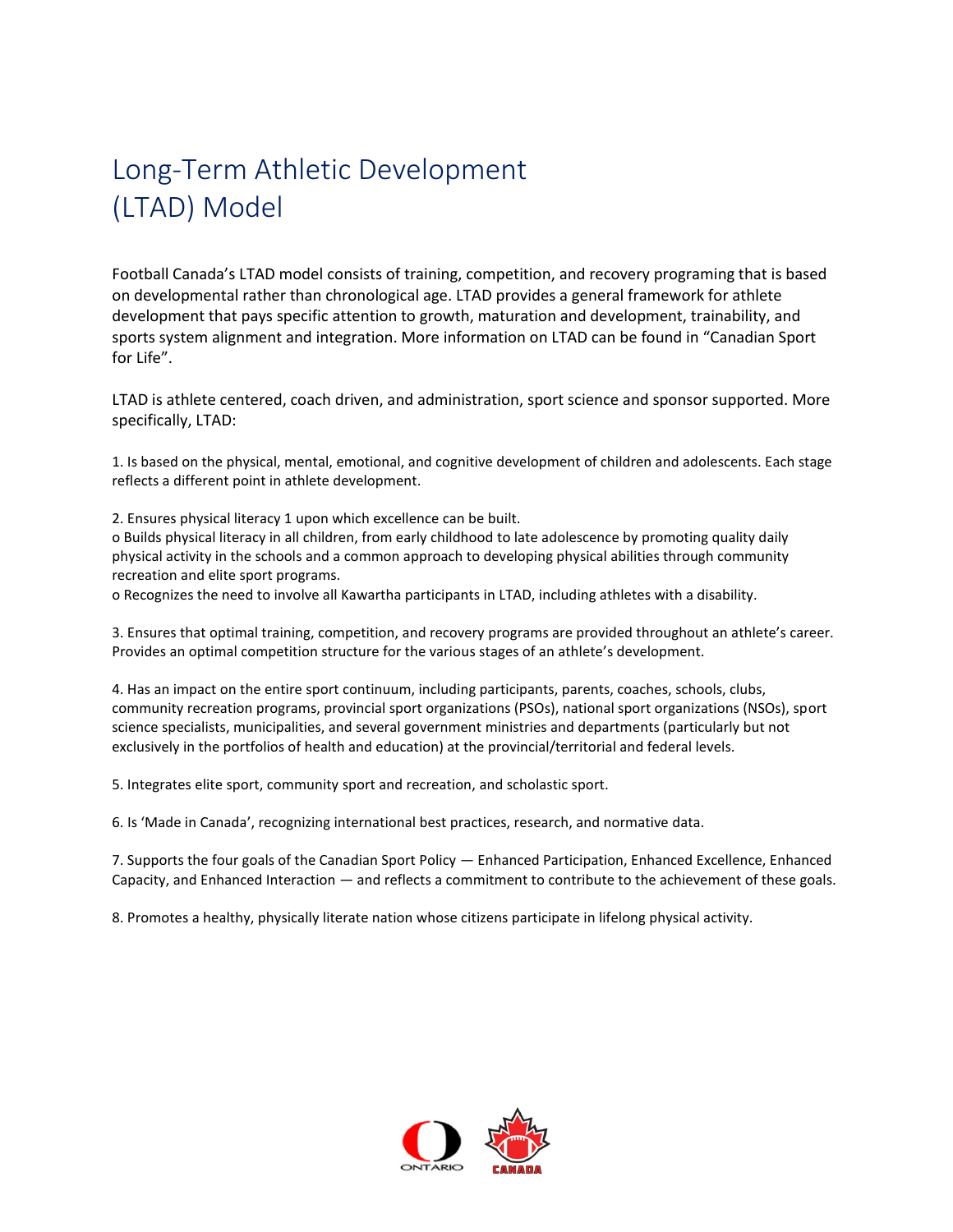# Long-Term Athletic Development (LTAD) Model

Football Canada's LTAD model consists of training, competition, and recovery programing that is based on developmental rather than chronological age. LTAD provides a general framework for athlete development that pays specific attention to growth, maturation and development, trainability, and sports system alignment and integration. More information on LTAD can be found in "Canadian Sport for Life".

LTAD is athlete centered, coach driven, and administration, sport science and sponsor supported. More specifically, LTAD:

1. Is based on the physical, mental, emotional, and cognitive development of children and adolescents. Each stage reflects a different point in athlete development.

2. Ensures physical literacy 1 upon which excellence can be built.
   - Builds physical literacy in all children, from early childhood to late adolescence by promoting quality daily physical activity in the schools and a common approach to developing physical abilities through community recreation and elite sport programs.
   - Recognizes the need to involve all Kawartha participants in LTAD, including athletes with a disability.

3. Ensures that optimal training, competition, and recovery programs are provided throughout an athlete's career. Provides an optimal competition structure for the various stages of an athlete's development.

4. Has an impact on the entire sport continuum, including participants, parents, coaches, schools, clubs, community recreation programs, provincial sport organizations (PSOs), national sport organizations (NSOs), sport science specialists, municipalities, and several government ministries and departments (particularly but not exclusively in the portfolios of health and education) at the provincial/territorial and federal levels.

5. Integrates elite sport, community sport and recreation, and scholastic sport.

6. Is 'Made in Canada', recognizing international best practices, research, and normative data.

7. Supports the four goals of the Canadian Sport Policy — Enhanced Participation, Enhanced Excellence, Enhanced Capacity, and Enhanced Interaction — and reflects a commitment to contribute to the achievement of these goals.

8. Promotes a healthy, physically literate nation whose citizens participate in lifelong physical activity.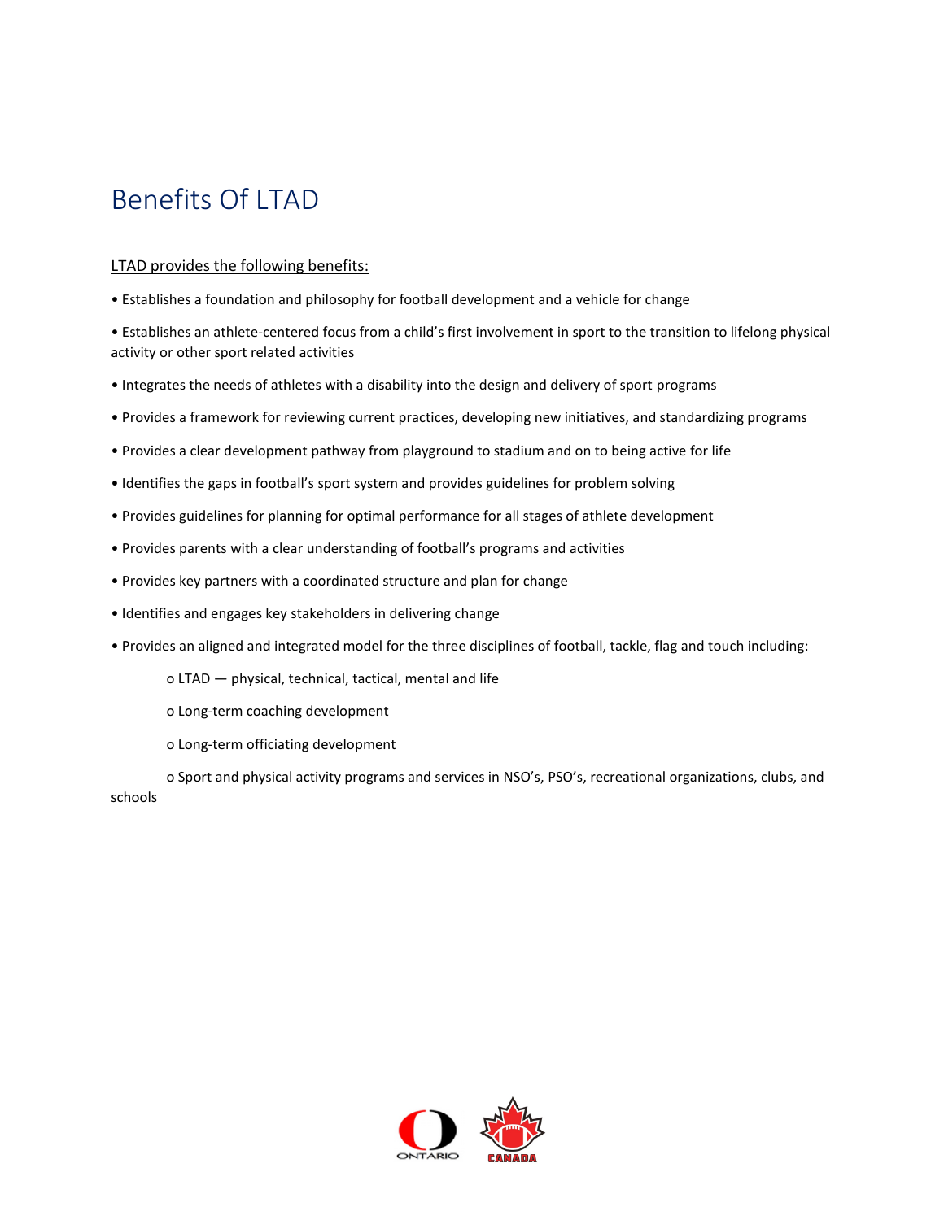# Benefits Of LTAD

LTAD provides the following benefits:

- Establishes a foundation and philosophy for football development and a vehicle for change
- Establishes an athlete-centered focus from a child's first involvement in sport to the transition to lifelong physical activity or other sport related activities
- Integrates the needs of athletes with a disability into the design and delivery of sport programs
- Provides a framework for reviewing current practices, developing new initiatives, and standardizing programs
- Provides a clear development pathway from playground to stadium and on to being active for life
- Identifies the gaps in football's sport system and provides guidelines for problem solving
- Provides guidelines for planning for optimal performance for all stages of athlete development
- Provides parents with a clear understanding of football's programs and activities
- Provides key partners with a coordinated structure and plan for change
- Identifies and engages key stakeholders in delivering change
- Provides an aligned and integrated model for the three disciplines of football, tackle, flag and touch including:
    - LTAD — physical, technical, tactical, mental and life
    - Long-term coaching development
    - Long-term officiating development
    - Sport and physical activity programs and services in NSO's, PSO's, recreational organizations, clubs, and schools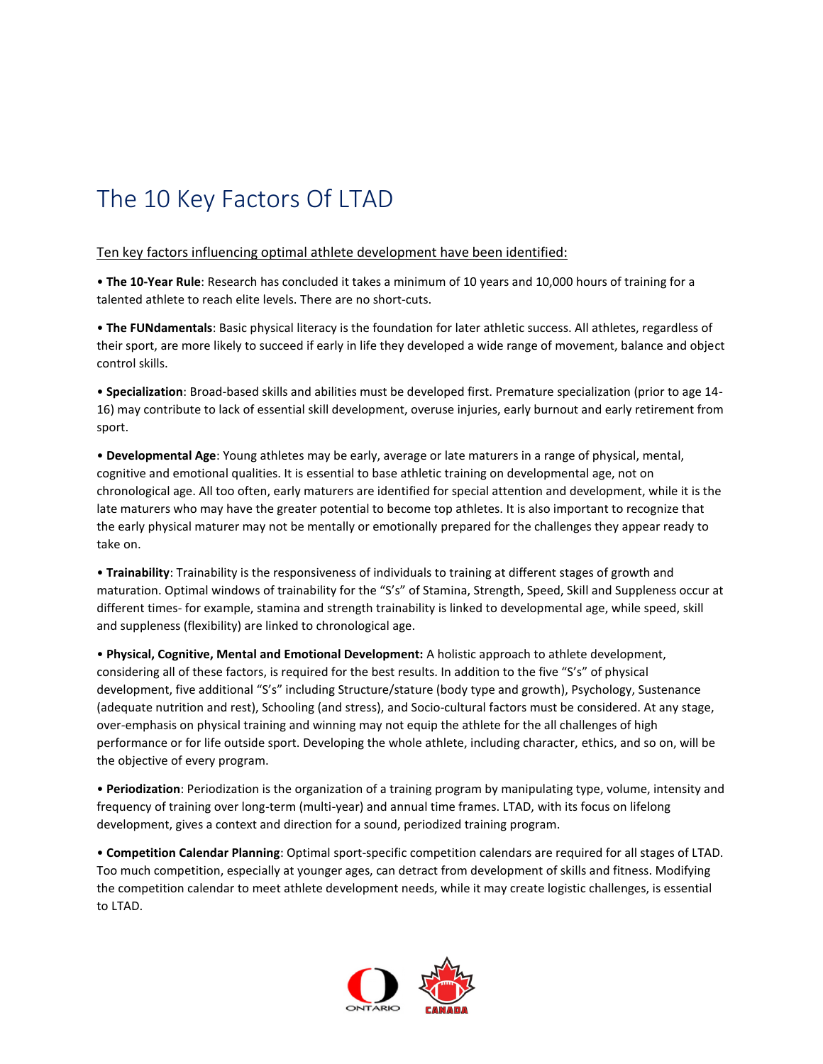# The 10 Key Factors Of LTAD

Ten key factors influencing optimal athlete development have been identified:

- **The 10-Year Rule**: Research has concluded it takes a minimum of 10 years and 10,000 hours of training for a talented athlete to reach elite levels. There are no short-cuts.

- **The FUNdamentals**: Basic physical literacy is the foundation for later athletic success. All athletes, regardless of their sport, are more likely to succeed if early in life they developed a wide range of movement, balance and object control skills.

- **Specialization**: Broad-based skills and abilities must be developed first. Premature specialization (prior to age 14-16) may contribute to lack of essential skill development, overuse injuries, early burnout and early retirement from sport.

- **Developmental Age**: Young athletes may be early, average or late maturers in a range of physical, mental, cognitive and emotional qualities. It is essential to base athletic training on developmental age, not on chronological age. All too often, early maturers are identified for special attention and development, while it is the late maturers who may have the greater potential to become top athletes. It is also important to recognize that the early physical maturer may not be mentally or emotionally prepared for the challenges they appear ready to take on.

- **Trainability**: Trainability is the responsiveness of individuals to training at different stages of growth and maturation. Optimal windows of trainability for the "S's" of Stamina, Strength, Speed, Skill and Suppleness occur at different times- for example, stamina and strength trainability is linked to developmental age, while speed, skill and suppleness (flexibility) are linked to chronological age.

- **Physical, Cognitive, Mental and Emotional Development:** A holistic approach to athlete development, considering all of these factors, is required for the best results. In addition to the five "S's" of physical development, five additional "S's" including Structure/stature (body type and growth), Psychology, Sustenance (adequate nutrition and rest), Schooling (and stress), and Socio-cultural factors must be considered. At any stage, over-emphasis on physical training and winning may not equip the athlete for the all challenges of high performance or for life outside sport. Developing the whole athlete, including character, ethics, and so on, will be the objective of every program.

- **Periodization**: Periodization is the organization of a training program by manipulating type, volume, intensity and frequency of training over long-term (multi-year) and annual time frames. LTAD, with its focus on lifelong development, gives a context and direction for a sound, periodized training program.

- **Competition Calendar Planning**: Optimal sport-specific competition calendars are required for all stages of LTAD. Too much competition, especially at younger ages, can detract from development of skills and fitness. Modifying the competition calendar to meet athlete development needs, while it may create logistic challenges, is essential to LTAD.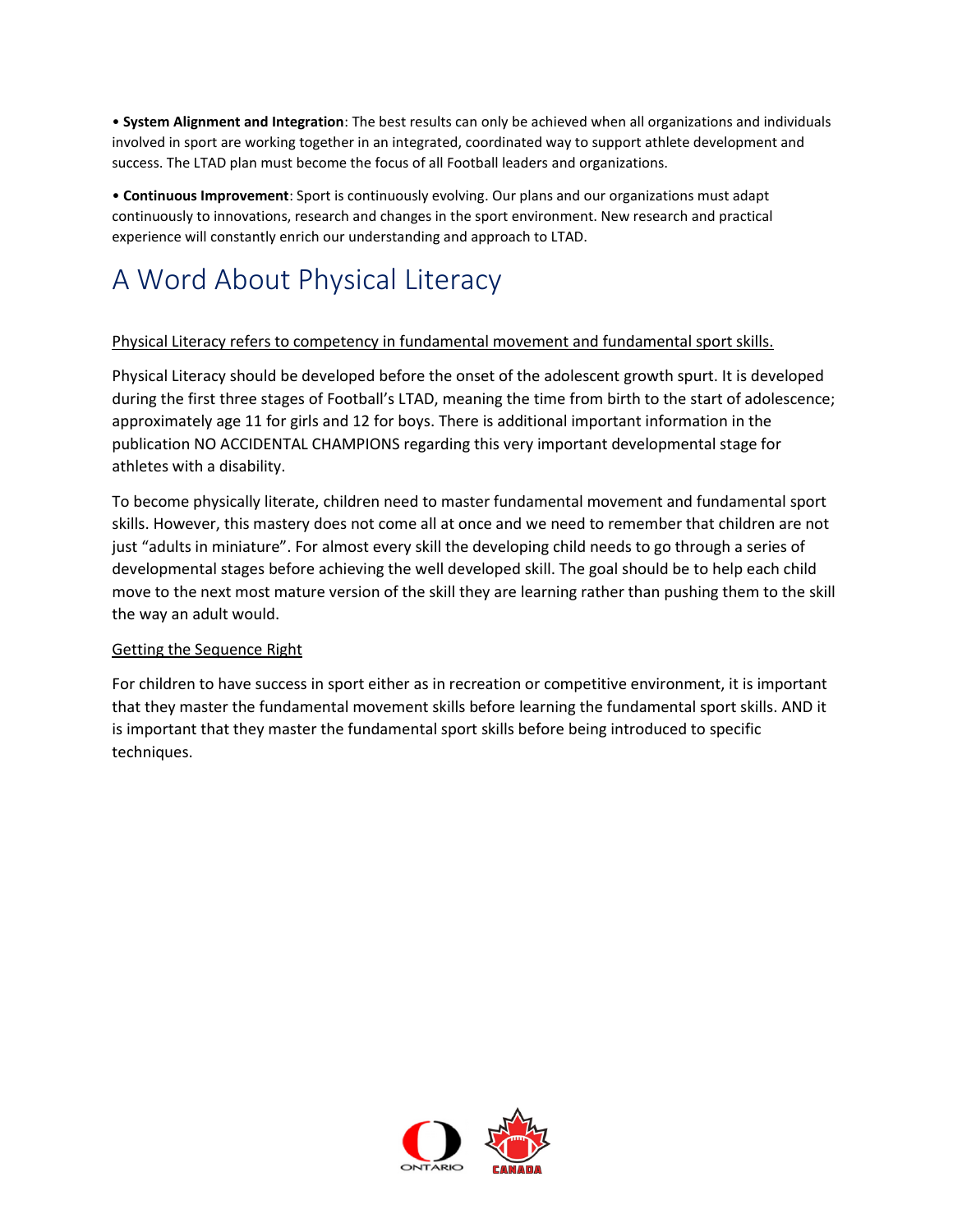• **System Alignment and Integration**: The best results can only be achieved when all organizations and individuals involved in sport are working together in an integrated, coordinated way to support athlete development and success. The LTAD plan must become the focus of all Football leaders and organizations.

• **Continuous Improvement**: Sport is continuously evolving. Our plans and our organizations must adapt continuously to innovations, research and changes in the sport environment. New research and practical experience will constantly enrich our understanding and approach to LTAD.

# A Word About Physical Literacy

Physical Literacy refers to competency in fundamental movement and fundamental sport skills.

Physical Literacy should be developed before the onset of the adolescent growth spurt. It is developed during the first three stages of Football's LTAD, meaning the time from birth to the start of adolescence; approximately age 11 for girls and 12 for boys. There is additional important information in the publication NO ACCIDENTAL CHAMPIONS regarding this very important developmental stage for athletes with a disability.

To become physically literate, children need to master fundamental movement and fundamental sport skills. However, this mastery does not come all at once and we need to remember that children are not just "adults in miniature". For almost every skill the developing child needs to go through a series of developmental stages before achieving the well developed skill. The goal should be to help each child move to the next most mature version of the skill they are learning rather than pushing them to the skill the way an adult would.

Getting the Sequence Right

For children to have success in sport either as in recreation or competitive environment, it is important that they master the fundamental movement skills before learning the fundamental sport skills. AND it is important that they master the fundamental sport skills before being introduced to specific techniques.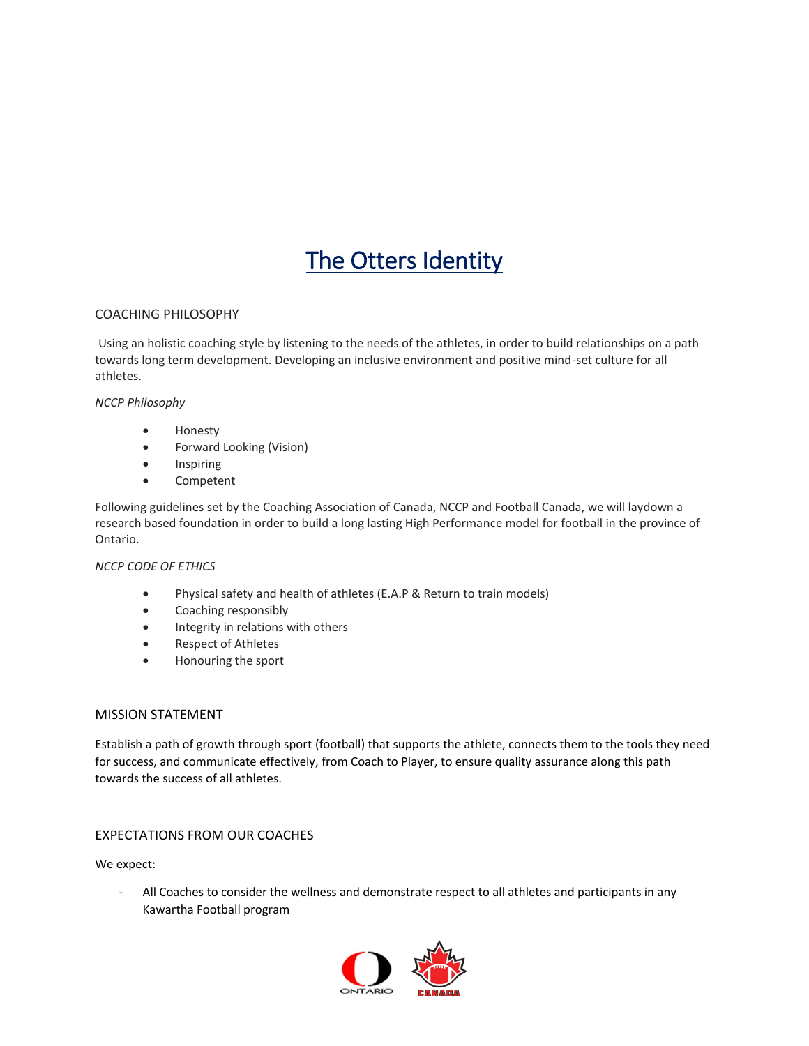# The Otters Identity

## COACHING PHILOSOPHY

Using an holistic coaching style by listening to the needs of the athletes, in order to build relationships on a path towards long term development. Developing an inclusive environment and positive mind-set culture for all athletes.

*NCCP Philosophy*

- Honesty
- Forward Looking (Vision)
- Inspiring
- Competent

Following guidelines set by the Coaching Association of Canada, NCCP and Football Canada, we will laydown a research based foundation in order to build a long lasting High Performance model for football in the province of Ontario.

*NCCP CODE OF ETHICS*

- Physical safety and health of athletes (E.A.P & Return to train models)
- Coaching responsibly
- Integrity in relations with others
- Respect of Athletes
- Honouring the sport

## MISSION STATEMENT

Establish a path of growth through sport (football) that supports the athlete, connects them to the tools they need for success, and communicate effectively, from Coach to Player, to ensure quality assurance along this path towards the success of all athletes.

## EXPECTATIONS FROM OUR COACHES

We expect:

- All Coaches to consider the wellness and demonstrate respect to all athletes and participants in any Kawartha Football program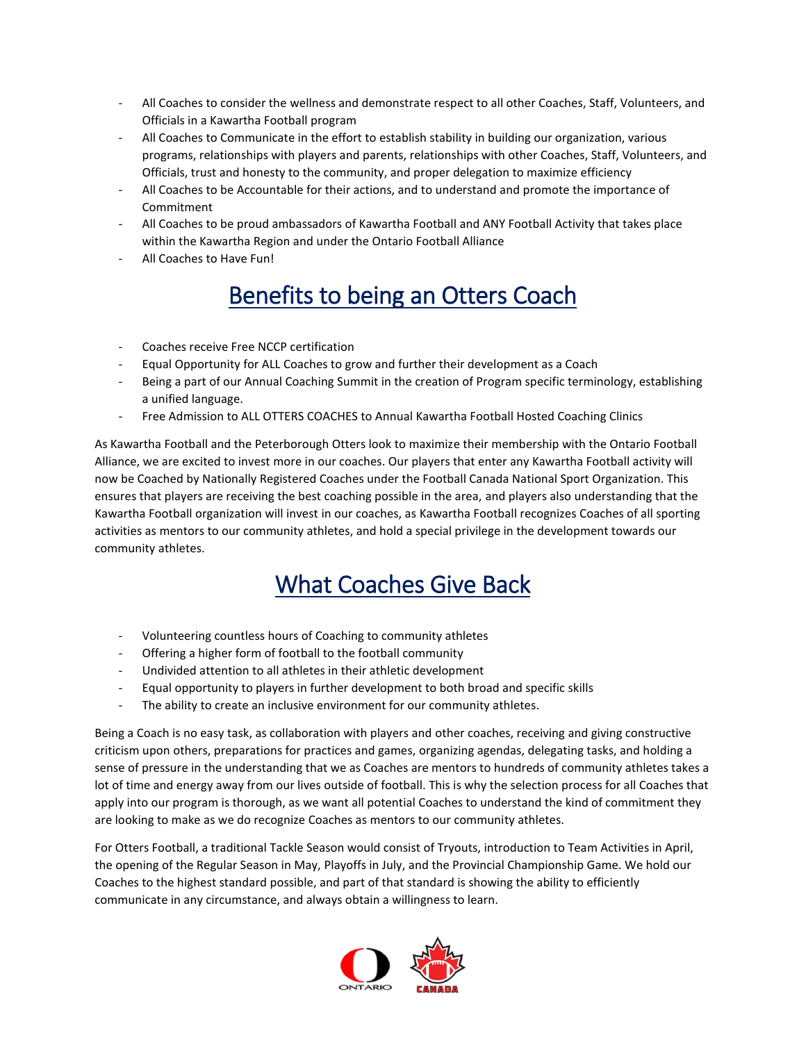- All Coaches to consider the wellness and demonstrate respect to all other Coaches, Staff, Volunteers, and Officials in a Kawartha Football program
- All Coaches to Communicate in the effort to establish stability in building our organization, various programs, relationships with players and parents, relationships with other Coaches, Staff, Volunteers, and Officials, trust and honesty to the community, and proper delegation to maximize efficiency
- All Coaches to be Accountable for their actions, and to understand and promote the importance of Commitment
- All Coaches to be proud ambassadors of Kawartha Football and ANY Football Activity that takes place within the Kawartha Region and under the Ontario Football Alliance
- All Coaches to Have Fun!

## Benefits to being an Otters Coach

- Coaches receive Free NCCP certification
- Equal Opportunity for ALL Coaches to grow and further their development as a Coach
- Being a part of our Annual Coaching Summit in the creation of Program specific terminology, establishing a unified language.
- Free Admission to ALL OTTERS COACHES to Annual Kawartha Football Hosted Coaching Clinics

As Kawartha Football and the Peterborough Otters look to maximize their membership with the Ontario Football Alliance, we are excited to invest more in our coaches. Our players that enter any Kawartha Football activity will now be Coached by Nationally Registered Coaches under the Football Canada National Sport Organization. This ensures that players are receiving the best coaching possible in the area, and players also understanding that the Kawartha Football organization will invest in our coaches, as Kawartha Football recognizes Coaches of all sporting activities as mentors to our community athletes, and hold a special privilege in the development towards our community athletes.

## What Coaches Give Back

- Volunteering countless hours of Coaching to community athletes
- Offering a higher form of football to the football community
- Undivided attention to all athletes in their athletic development
- Equal opportunity to players in further development to both broad and specific skills
- The ability to create an inclusive environment for our community athletes.

Being a Coach is no easy task, as collaboration with players and other coaches, receiving and giving constructive criticism upon others, preparations for practices and games, organizing agendas, delegating tasks, and holding a sense of pressure in the understanding that we as Coaches are mentors to hundreds of community athletes takes a lot of time and energy away from our lives outside of football. This is why the selection process for all Coaches that apply into our program is thorough, as we want all potential Coaches to understand the kind of commitment they are looking to make as we do recognize Coaches as mentors to our community athletes.

For Otters Football, a traditional Tackle Season would consist of Tryouts, introduction to Team Activities in April, the opening of the Regular Season in May, Playoffs in July, and the Provincial Championship Game. We hold our Coaches to the highest standard possible, and part of that standard is showing the ability to efficiently communicate in any circumstance, and always obtain a willingness to learn.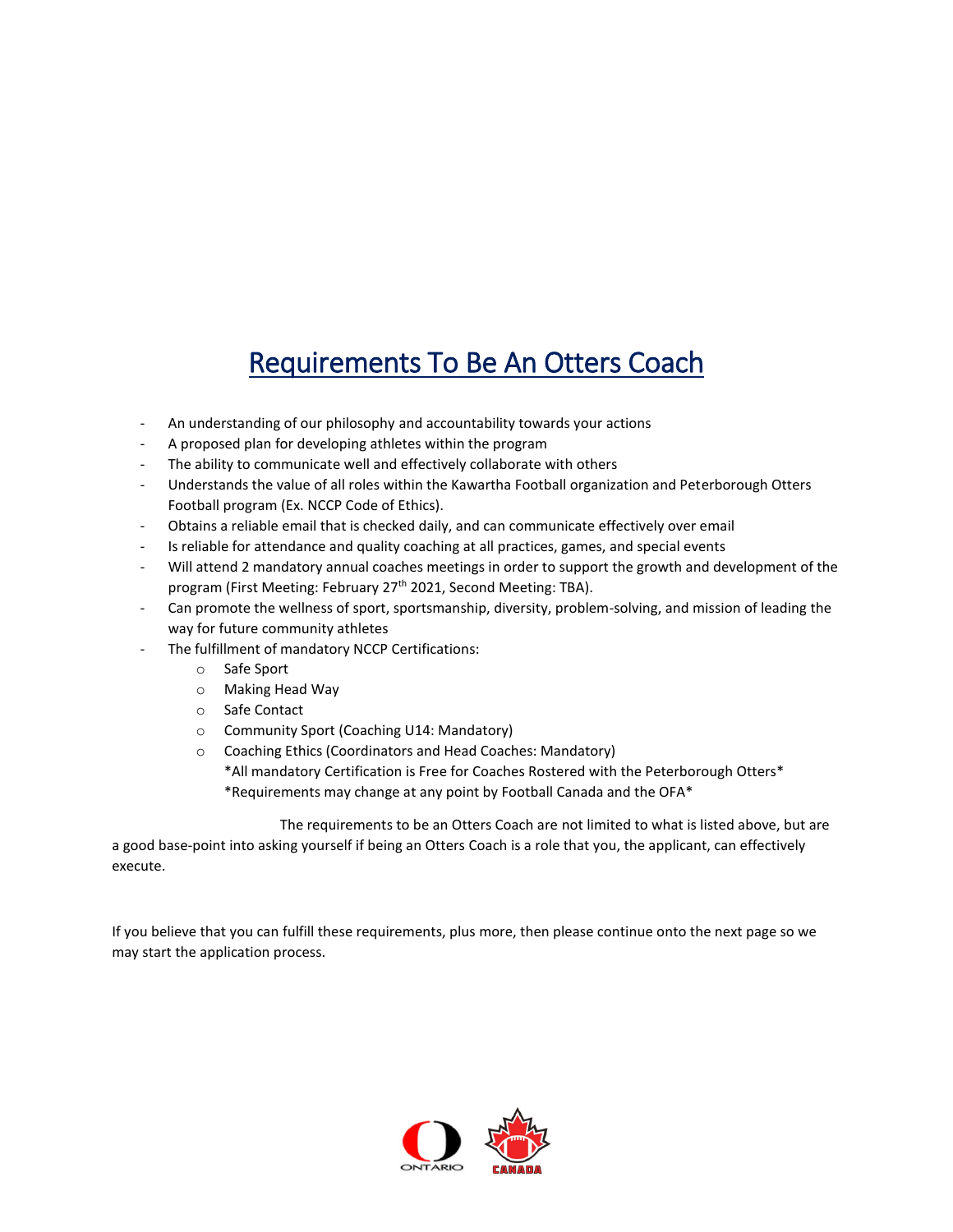# Requirements To Be An Otters Coach

- An understanding of our philosophy and accountability towards your actions
- A proposed plan for developing athletes within the program
- The ability to communicate well and effectively collaborate with others
- Understands the value of all roles within the Kawartha Football organization and Peterborough Otters Football program (Ex. NCCP Code of Ethics).
- Obtains a reliable email that is checked daily, and can communicate effectively over email
- Is reliable for attendance and quality coaching at all practices, games, and special events
- Will attend 2 mandatory annual coaches meetings in order to support the growth and development of the program (First Meeting: February 27th 2021, Second Meeting: TBA).
- Can promote the wellness of sport, sportsmanship, diversity, problem-solving, and mission of leading the way for future community athletes
- The fulfillment of mandatory NCCP Certifications:
  - Safe Sport
  - Making Head Way
  - Safe Contact
  - Community Sport (Coaching U14: Mandatory)
  - Coaching Ethics (Coordinators and Head Coaches: Mandatory)

    *All mandatory Certification is Free for Coaches Rostered with the Peterborough Otters*

    *Requirements may change at any point by Football Canada and the OFA*

The requirements to be an Otters Coach are not limited to what is listed above, but are a good base-point into asking yourself if being an Otters Coach is a role that you, the applicant, can effectively execute.

If you believe that you can fulfill these requirements, plus more, then please continue onto the next page so we may start the application process.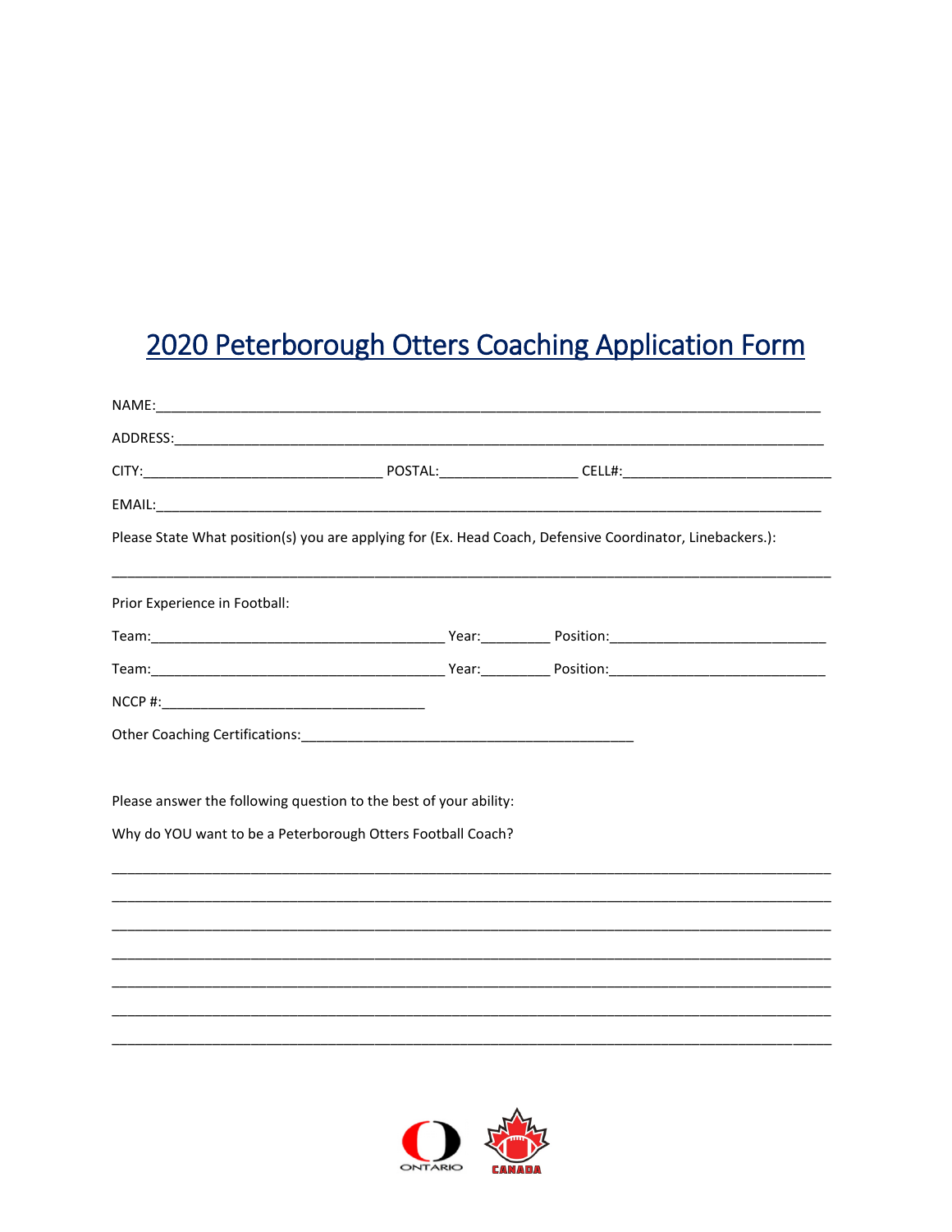# 2020 Peterborough Otters Coaching Application Form

NAME:___________________________________________________________________________________

ADDRESS:_________________________________________________________________________________

CITY:______________________________ POSTAL:_________________ CELL#:___________________________

EMAIL:___________________________________________________________________________________

Please State What position(s) you are applying for (Ex. Head Coach, Defensive Coordinator, Linebackers.):

_________________________________________________________________________________________

Prior Experience in Football:

Team:_____________________________________ Year:_________ Position:____________________________

Team:_____________________________________ Year:_________ Position:____________________________

NCCP #:__________________________________

Other Coaching Certifications:___________________________________________

Please answer the following question to the best of your ability:

Why do YOU want to be a Peterborough Otters Football Coach?

_________________________________________________________________________________________

_________________________________________________________________________________________

_________________________________________________________________________________________

_________________________________________________________________________________________

_________________________________________________________________________________________

_________________________________________________________________________________________

_________________________________________________________________________________________

ONTARIO CANADA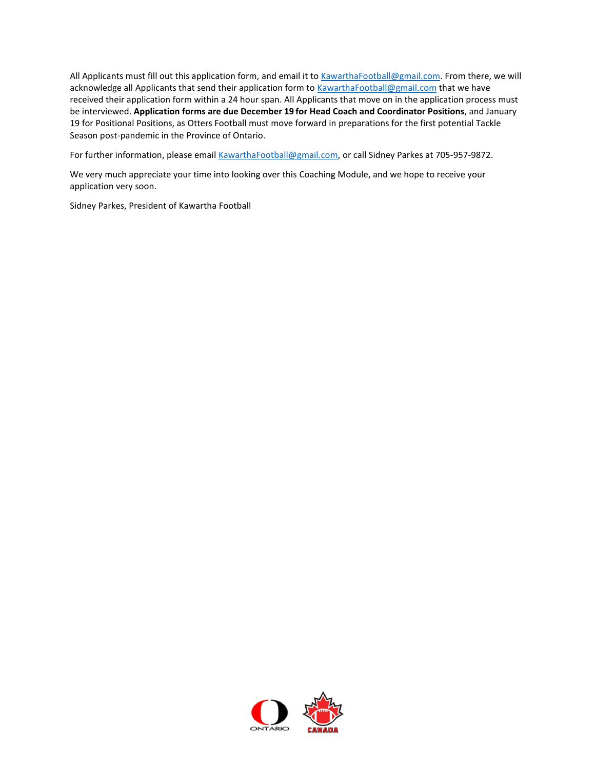All Applicants must fill out this application form, and email it to KawarthaFootball@gmail.com. From there, we will acknowledge all Applicants that send their application form to KawarthaFootball@gmail.com that we have received their application form within a 24 hour span. All Applicants that move on in the application process must be interviewed. **Application forms are due December 19 for Head Coach and Coordinator Positions**, and January 19 for Positional Positions, as Otters Football must move forward in preparations for the first potential Tackle Season post-pandemic in the Province of Ontario.

For further information, please email KawarthaFootball@gmail.com, or call Sidney Parkes at 705-957-9872.

We very much appreciate your time into looking over this Coaching Module, and we hope to receive your application very soon.

Sidney Parkes, President of Kawartha Football